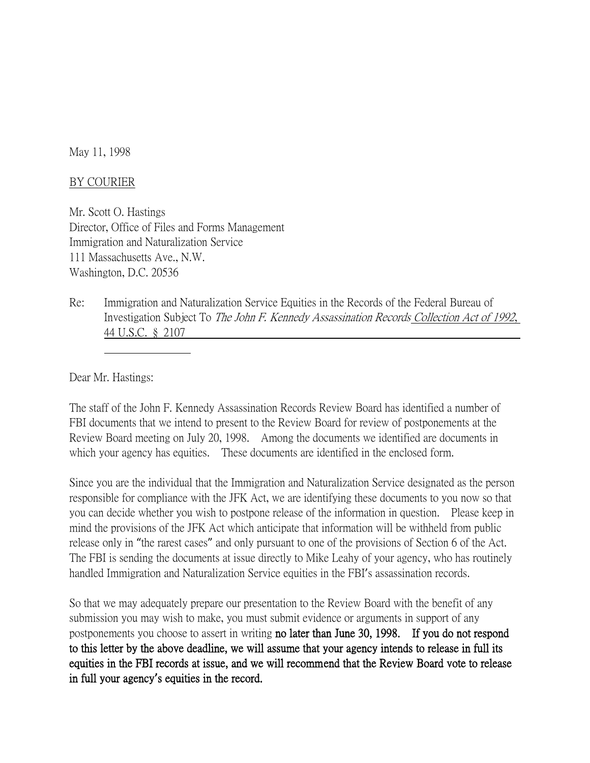May 11, 1998

BY COURIER

Mr. Scott O. Hastings
Director, Office of Files and Forms Management
Immigration and Naturalization Service
111 Massachusetts Ave., N.W.
Washington, D.C. 20536

Re: Immigration and Naturalization Service Equities in the Records of the Federal Bureau of Investigation Subject To *The John F. Kennedy Assassination Records Collection Act of 1992*, 44 U.S.C. § 2107

Dear Mr. Hastings:

The staff of the John F. Kennedy Assassination Records Review Board has identified a number of FBI documents that we intend to present to the Review Board for review of postponements at the Review Board meeting on July 20, 1998. Among the documents we identified are documents in which your agency has equities. These documents are identified in the enclosed form.

Since you are the individual that the Immigration and Naturalization Service designated as the person responsible for compliance with the JFK Act, we are identifying these documents to you now so that you can decide whether you wish to postpone release of the information in question. Please keep in mind the provisions of the JFK Act which anticipate that information will be withheld from public release only in "the rarest cases" and only pursuant to one of the provisions of Section 6 of the Act. The FBI is sending the documents at issue directly to Mike Leahy of your agency, who has routinely handled Immigration and Naturalization Service equities in the FBI's assassination records.

So that we may adequately prepare our presentation to the Review Board with the benefit of any submission you may wish to make, you must submit evidence or arguments in support of any postponements you choose to assert in writing **no later than June 30, 1998. If you do not respond to this letter by the above deadline, we will assume that your agency intends to release in full its equities in the FBI records at issue, and we will recommend that the Review Board vote to release in full your agency's equities in the record.**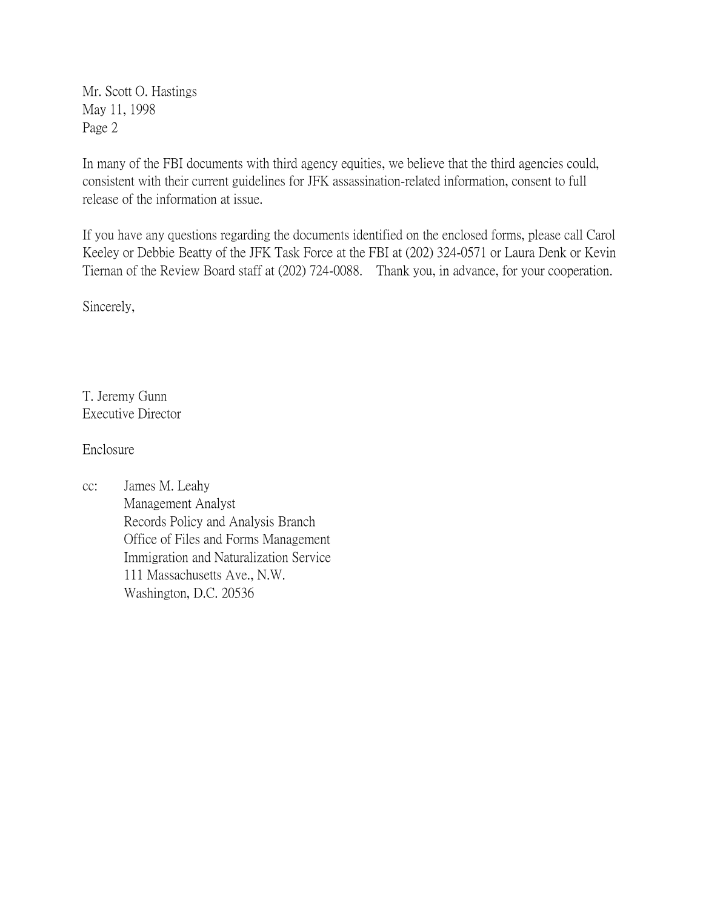Mr. Scott O. Hastings
May 11, 1998
Page 2

In many of the FBI documents with third agency equities, we believe that the third agencies could, consistent with their current guidelines for JFK assassination-related information, consent to full release of the information at issue.

If you have any questions regarding the documents identified on the enclosed forms, please call Carol Keeley or Debbie Beatty of the JFK Task Force at the FBI at (202) 324-0571 or Laura Denk or Kevin Tiernan of the Review Board staff at (202) 724-0088. Thank you, in advance, for your cooperation.

Sincerely,

T. Jeremy Gunn
Executive Director

Enclosure

cc: James M. Leahy
Management Analyst
Records Policy and Analysis Branch
Office of Files and Forms Management
Immigration and Naturalization Service
111 Massachusetts Ave., N.W.
Washington, D.C. 20536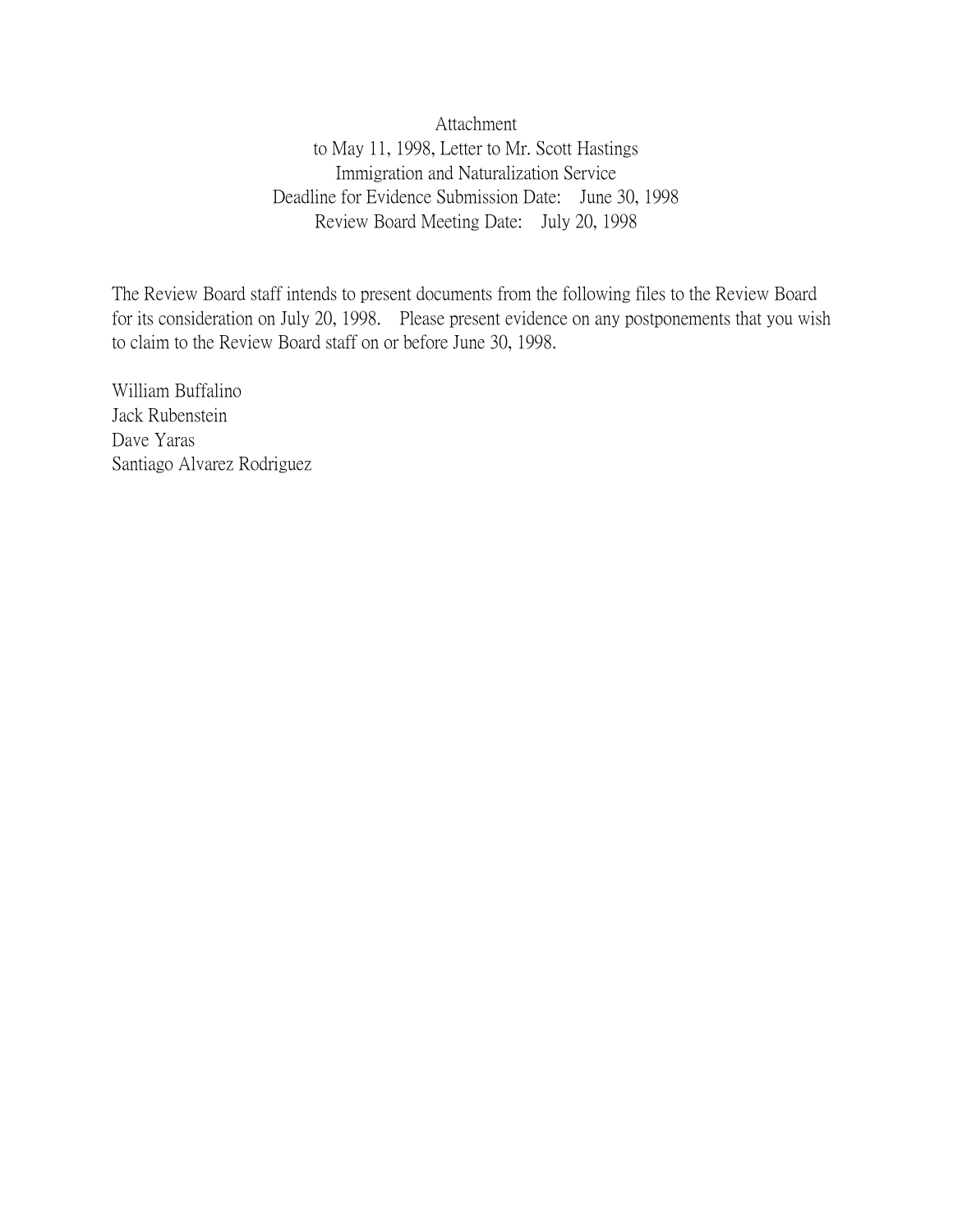Attachment
to May 11, 1998, Letter to Mr. Scott Hastings
Immigration and Naturalization Service
Deadline for Evidence Submission Date: June 30, 1998
Review Board Meeting Date: July 20, 1998

The Review Board staff intends to present documents from the following files to the Review Board for its consideration on July 20, 1998. Please present evidence on any postponements that you wish to claim to the Review Board staff on or before June 30, 1998.

William Buffalino
Jack Rubenstein
Dave Yaras
Santiago Alvarez Rodriguez